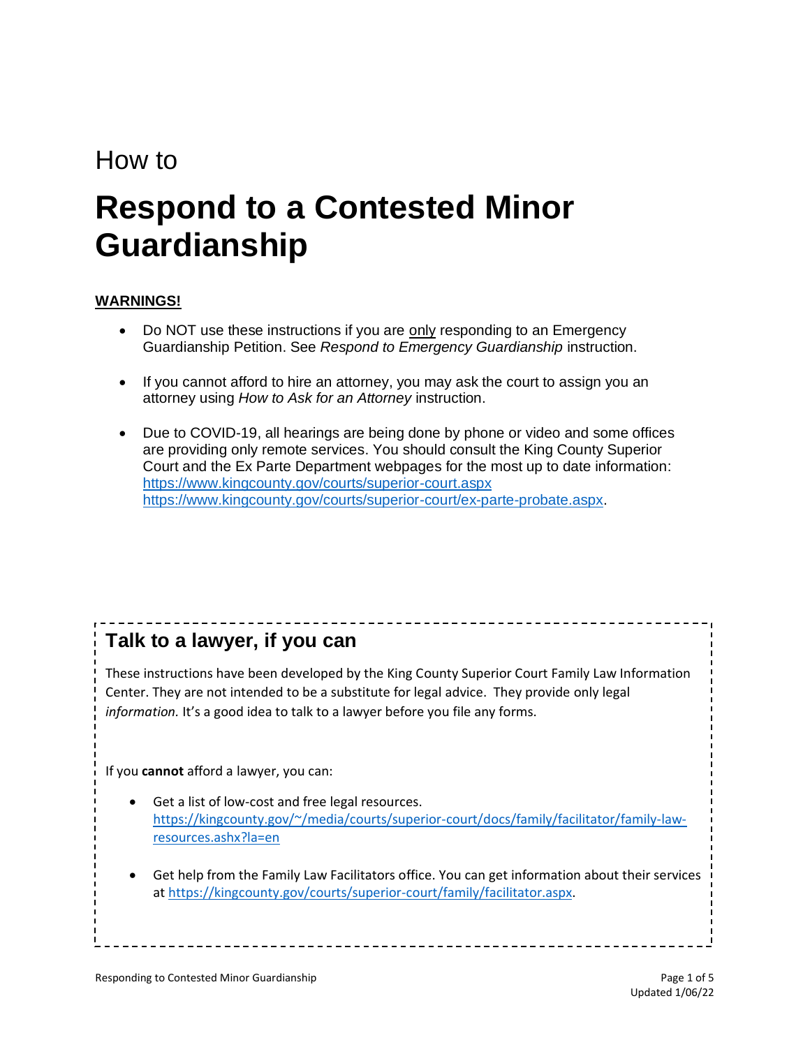How to

# Respond to a Contested Minor Guardianship

**WARNINGS!**

- Do NOT use these instructions if you are only responding to an Emergency Guardianship Petition. See *Respond to Emergency Guardianship* instruction.

- If you cannot afford to hire an attorney, you may ask the court to assign you an attorney using *How to Ask for an Attorney* instruction.

- Due to COVID-19, all hearings are being done by phone or video and some offices are providing only remote services. You should consult the King County Superior Court and the Ex Parte Department webpages for the most up to date information: https://www.kingcounty.gov/courts/superior-court.aspx https://www.kingcounty.gov/courts/superior-court/ex-parte-probate.aspx.

## Talk to a lawyer, if you can

These instructions have been developed by the King County Superior Court Family Law Information Center. They are not intended to be a substitute for legal advice. They provide only legal *information.* It's a good idea to talk to a lawyer before you file any forms.

If you **cannot** afford a lawyer, you can:

- Get a list of low-cost and free legal resources. https://kingcounty.gov/~/media/courts/superior-court/docs/family/facilitator/family-law-resources.ashx?la=en

- Get help from the Family Law Facilitators office. You can get information about their services at https://kingcounty.gov/courts/superior-court/family/facilitator.aspx.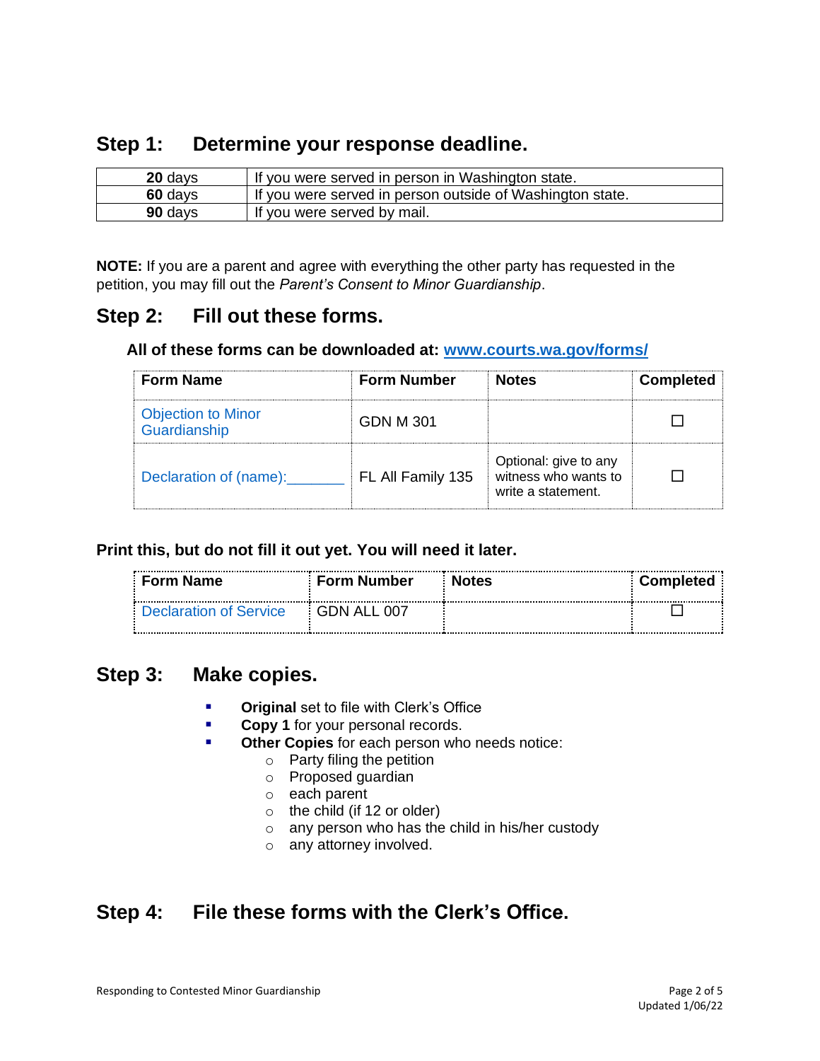## Step 1: Determine your response deadline.

| | |
|---|---|
| **20** days | If you were served in person in Washington state. |
| **60** days | If you were served in person outside of Washington state. |
| **90** days | If you were served by mail. |

**NOTE:** If you are a parent and agree with everything the other party has requested in the petition, you may fill out the *Parent's Consent to Minor Guardianship*.

## Step 2: Fill out these forms.

**All of these forms can be downloaded at: www.courts.wa.gov/forms/**

| Form Name | Form Number | Notes | Completed |
|---|---|---|---|
| Objection to Minor Guardianship | GDN M 301 | | ☐ |
| Declaration of (name):_______ | FL All Family 135 | Optional: give to any witness who wants to write a statement. | ☐ |

**Print this, but do not fill it out yet. You will need it later.**

| Form Name | Form Number | Notes | Completed |
|---|---|---|---|
| Declaration of Service | GDN ALL 007 | | ☐ |

## Step 3: Make copies.

- **Original** set to file with Clerk's Office
- **Copy 1** for your personal records.
- **Other Copies** for each person who needs notice:
  - Party filing the petition
  - Proposed guardian
  - each parent
  - the child (if 12 or older)
  - any person who has the child in his/her custody
  - any attorney involved.

## Step 4: File these forms with the Clerk's Office.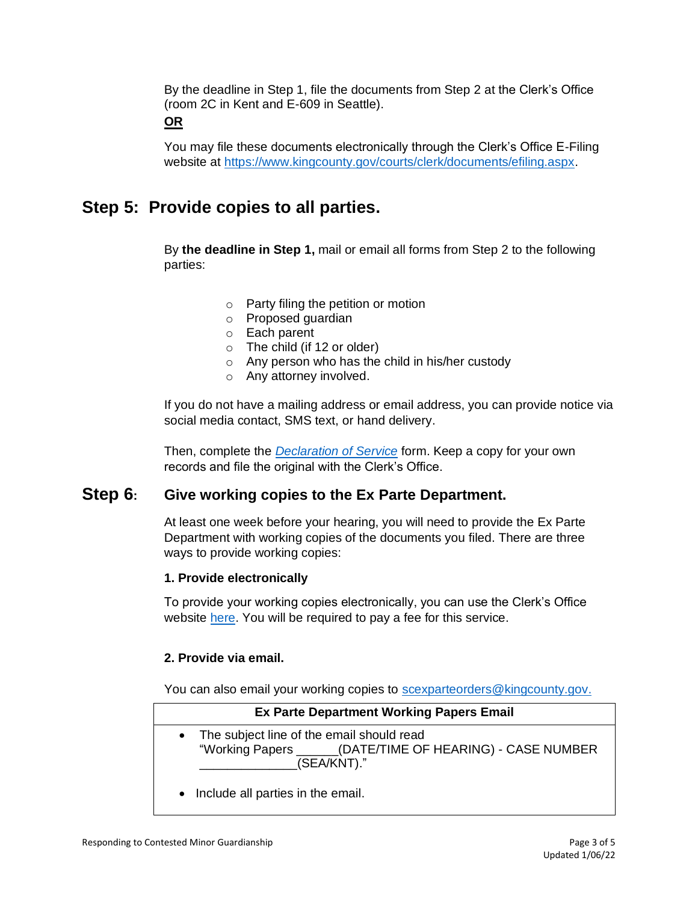By the deadline in Step 1, file the documents from Step 2 at the Clerk's Office (room 2C in Kent and E-609 in Seattle).

**OR**

You may file these documents electronically through the Clerk's Office E-Filing website at https://www.kingcounty.gov/courts/clerk/documents/efiling.aspx.

## Step 5: Provide copies to all parties.

By **the deadline in Step 1,** mail or email all forms from Step 2 to the following parties:

- Party filing the petition or motion
- Proposed guardian
- Each parent
- The child (if 12 or older)
- Any person who has the child in his/her custody
- Any attorney involved.

If you do not have a mailing address or email address, you can provide notice via social media contact, SMS text, or hand delivery.

Then, complete the *Declaration of Service* form. Keep a copy for your own records and file the original with the Clerk's Office.

## Step 6: Give working copies to the Ex Parte Department.

At least one week before your hearing, you will need to provide the Ex Parte Department with working copies of the documents you filed. There are three ways to provide working copies:

**1. Provide electronically**

To provide your working copies electronically, you can use the Clerk's Office website here. You will be required to pay a fee for this service.

**2. Provide via email.**

You can also email your working copies to scexparteorders@kingcounty.gov.

| Ex Parte Department Working Papers Email |
|---|
| • The subject line of the email should read "Working Papers ______(DATE/TIME OF HEARING) - CASE NUMBER ______________(SEA/KNT)." <br> • Include all parties in the email. |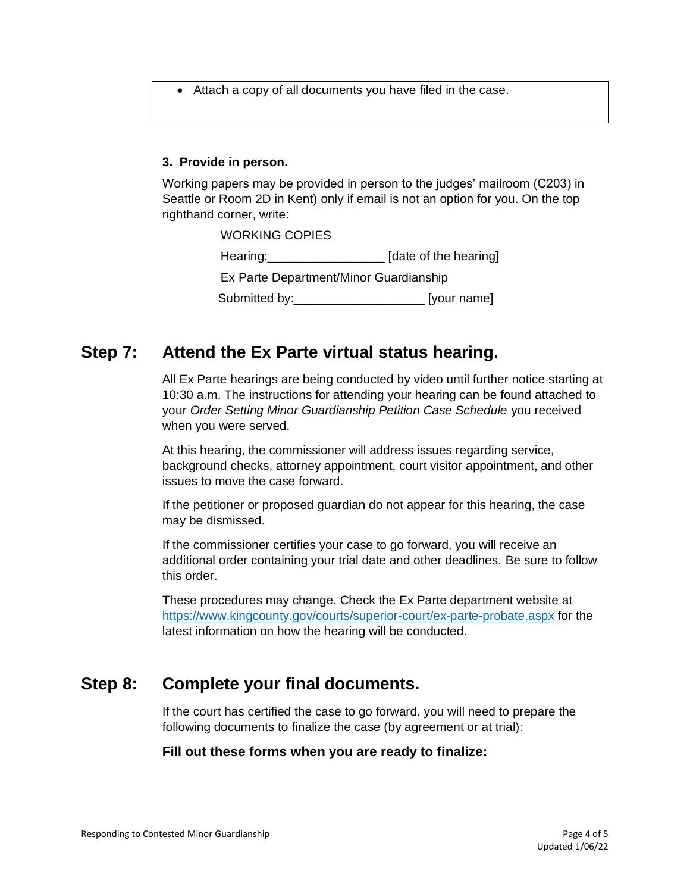- Attach a copy of all documents you have filed in the case.

**3. Provide in person.**

Working papers may be provided in person to the judges' mailroom (C203) in Seattle or Room 2D in Kent) only if email is not an option for you. On the top righthand corner, write:

WORKING COPIES

Hearing:_________________ [date of the hearing]

Ex Parte Department/Minor Guardianship

Submitted by:___________________ [your name]

## Step 7: Attend the Ex Parte virtual status hearing.

All Ex Parte hearings are being conducted by video until further notice starting at 10:30 a.m. The instructions for attending your hearing can be found attached to your *Order Setting Minor Guardianship Petition Case Schedule* you received when you were served.

At this hearing, the commissioner will address issues regarding service, background checks, attorney appointment, court visitor appointment, and other issues to move the case forward.

If the petitioner or proposed guardian do not appear for this hearing, the case may be dismissed.

If the commissioner certifies your case to go forward, you will receive an additional order containing your trial date and other deadlines. Be sure to follow this order.

These procedures may change. Check the Ex Parte department website at https://www.kingcounty.gov/courts/superior-court/ex-parte-probate.aspx for the latest information on how the hearing will be conducted.

## Step 8: Complete your final documents.

If the court has certified the case to go forward, you will need to prepare the following documents to finalize the case (by agreement or at trial):

**Fill out these forms when you are ready to finalize:**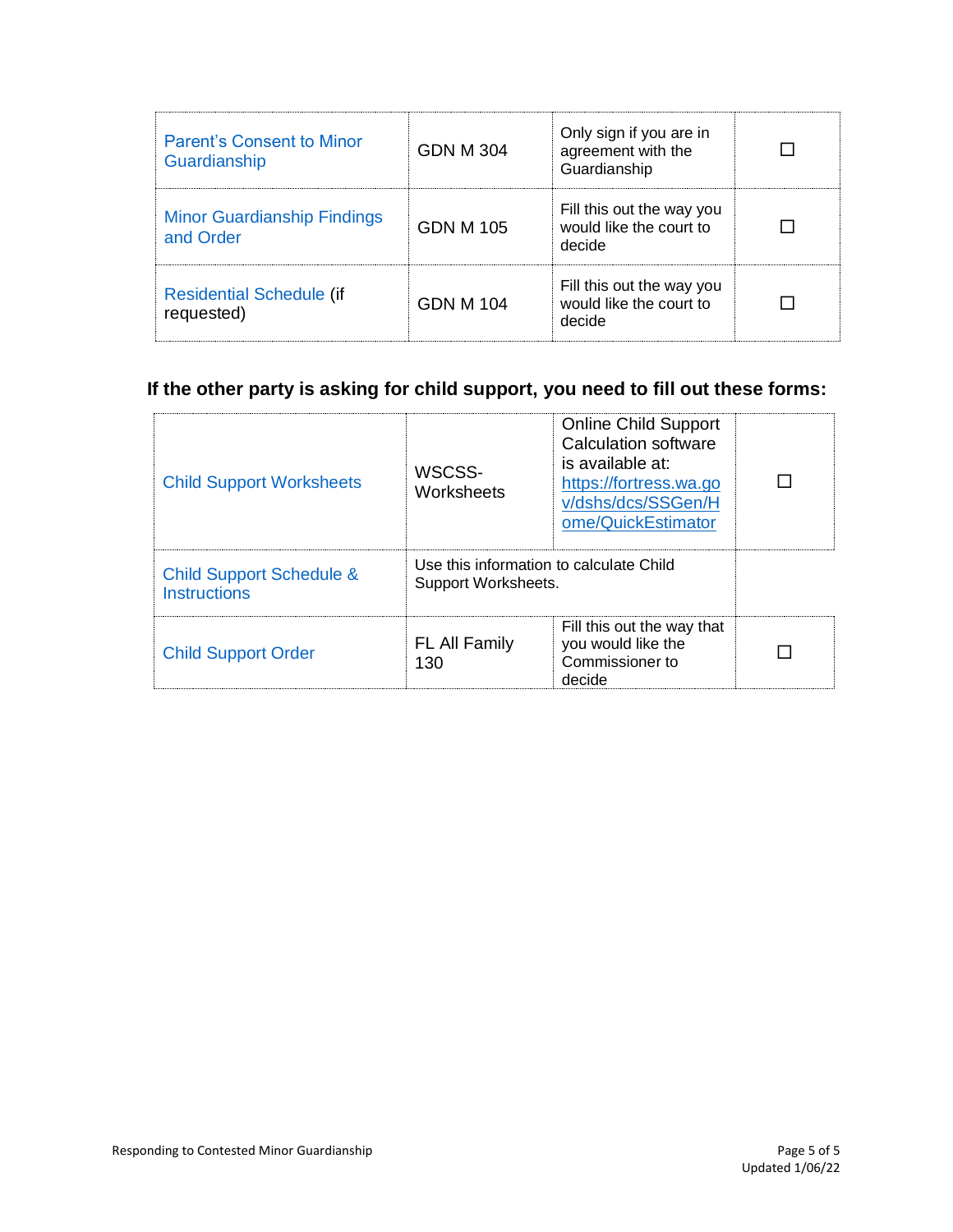| | | | |
|---|---|---|---|
| Parent's Consent to Minor Guardianship | GDN M 304 | Only sign if you are in agreement with the Guardianship | ☐ |
| Minor Guardianship Findings and Order | GDN M 105 | Fill this out the way you would like the court to decide | ☐ |
| Residential Schedule (if requested) | GDN M 104 | Fill this out the way you would like the court to decide | ☐ |

**If the other party is asking for child support, you need to fill out these forms:**

| | | | |
|---|---|---|---|
| Child Support Worksheets | WSCSS-Worksheets | Online Child Support Calculation software is available at: https://fortress.wa.gov/dshs/dcs/SSGen/Home/QuickEstimator | ☐ |
| Child Support Schedule & Instructions | Use this information to calculate Child Support Worksheets. | | |
| Child Support Order | FL All Family 130 | Fill this out the way that you would like the Commissioner to decide | ☐ |